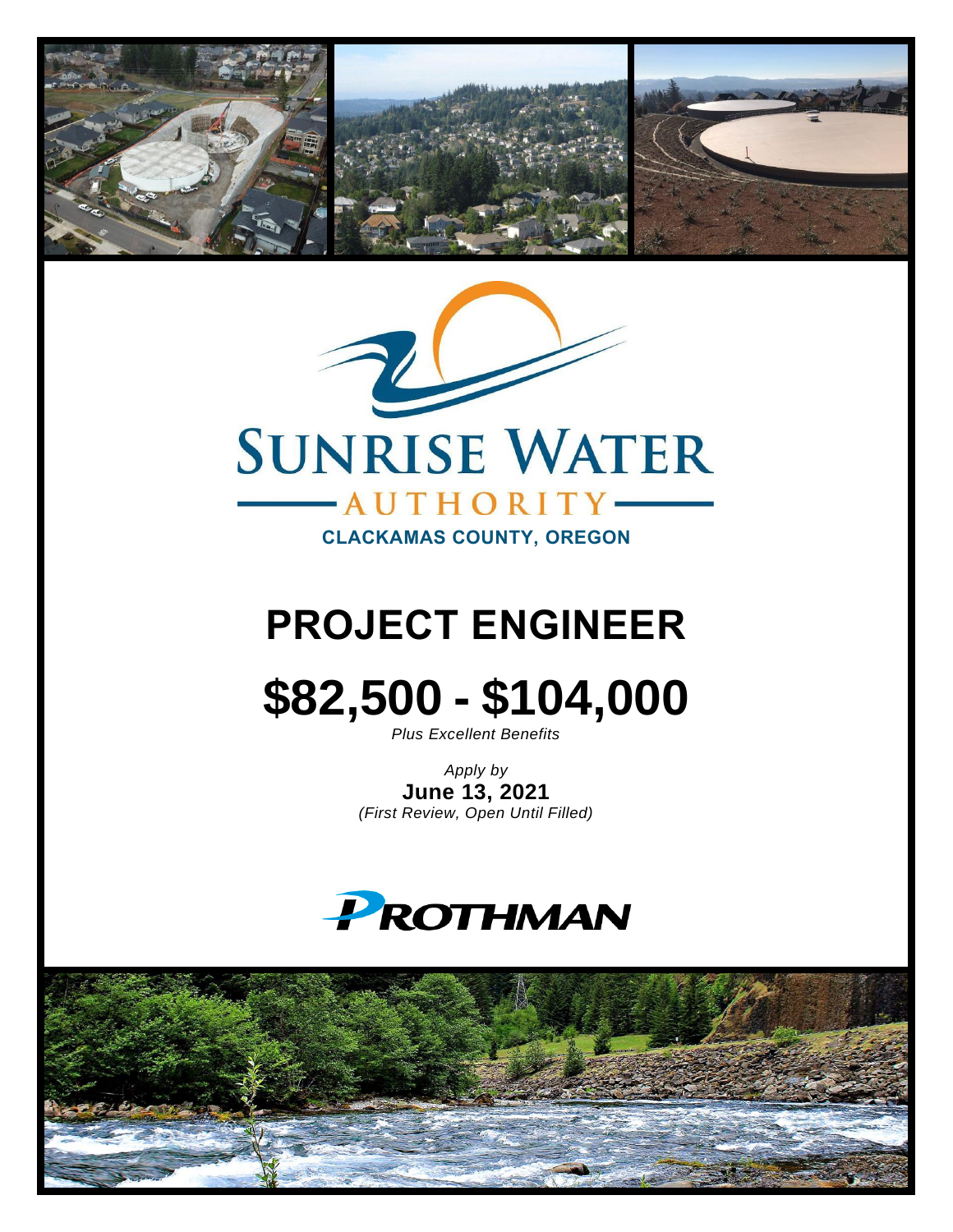# SUNRISE WATER AUTHORITY

CLACKAMAS COUNTY, OREGON

# PROJECT ENGINEER

# $82,500 - $104,000

*Plus Excellent Benefits*

*Apply by*

**June 13, 2021**

*(First Review, Open Until Filled)*

PROTHMAN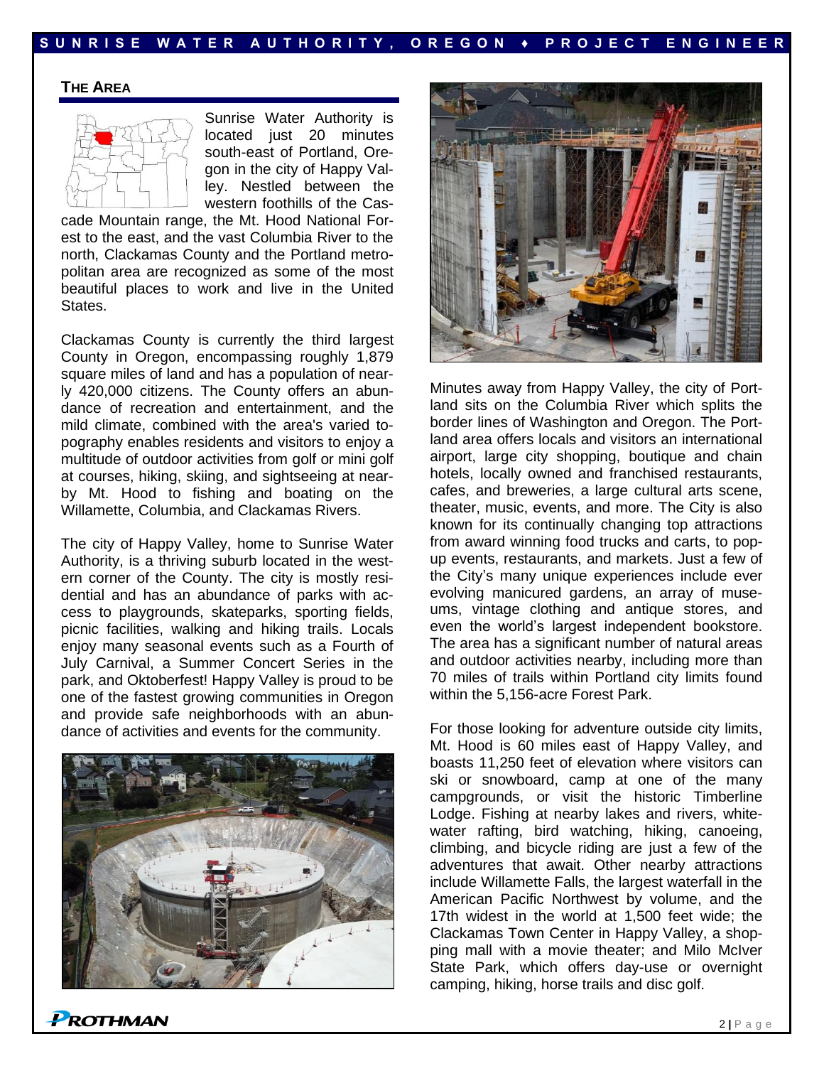## THE AREA

Sunrise Water Authority is located just 20 minutes south-east of Portland, Oregon in the city of Happy Valley. Nestled between the western foothills of the Cascade Mountain range, the Mt. Hood National Forest to the east, and the vast Columbia River to the north, Clackamas County and the Portland metropolitan area are recognized as some of the most beautiful places to work and live in the United States.

Clackamas County is currently the third largest County in Oregon, encompassing roughly 1,879 square miles of land and has a population of nearly 420,000 citizens. The County offers an abundance of recreation and entertainment, and the mild climate, combined with the area's varied topography enables residents and visitors to enjoy a multitude of outdoor activities from golf or mini golf at courses, hiking, skiing, and sightseeing at nearby Mt. Hood to fishing and boating on the Willamette, Columbia, and Clackamas Rivers.

The city of Happy Valley, home to Sunrise Water Authority, is a thriving suburb located in the western corner of the County. The city is mostly residential and has an abundance of parks with access to playgrounds, skateparks, sporting fields, picnic facilities, walking and hiking trails. Locals enjoy many seasonal events such as a Fourth of July Carnival, a Summer Concert Series in the park, and Oktoberfest! Happy Valley is proud to be one of the fastest growing communities in Oregon and provide safe neighborhoods with an abundance of activities and events for the community.

Minutes away from Happy Valley, the city of Portland sits on the Columbia River which splits the border lines of Washington and Oregon. The Portland area offers locals and visitors an international airport, large city shopping, boutique and chain hotels, locally owned and franchised restaurants, cafes, and breweries, a large cultural arts scene, theater, music, events, and more. The City is also known for its continually changing top attractions from award winning food trucks and carts, to pop-up events, restaurants, and markets. Just a few of the City's many unique experiences include ever evolving manicured gardens, an array of museums, vintage clothing and antique stores, and even the world's largest independent bookstore. The area has a significant number of natural areas and outdoor activities nearby, including more than 70 miles of trails within Portland city limits found within the 5,156-acre Forest Park.

For those looking for adventure outside city limits, Mt. Hood is 60 miles east of Happy Valley, and boasts 11,250 feet of elevation where visitors can ski or snowboard, camp at one of the many campgrounds, or visit the historic Timberline Lodge. Fishing at nearby lakes and rivers, whitewater rafting, bird watching, hiking, canoeing, climbing, and bicycle riding are just a few of the adventures that await. Other nearby attractions include Willamette Falls, the largest waterfall in the American Pacific Northwest by volume, and the 17th widest in the world at 1,500 feet wide; the Clackamas Town Center in Happy Valley, a shopping mall with a movie theater; and Milo McIver State Park, which offers day-use or overnight camping, hiking, horse trails and disc golf.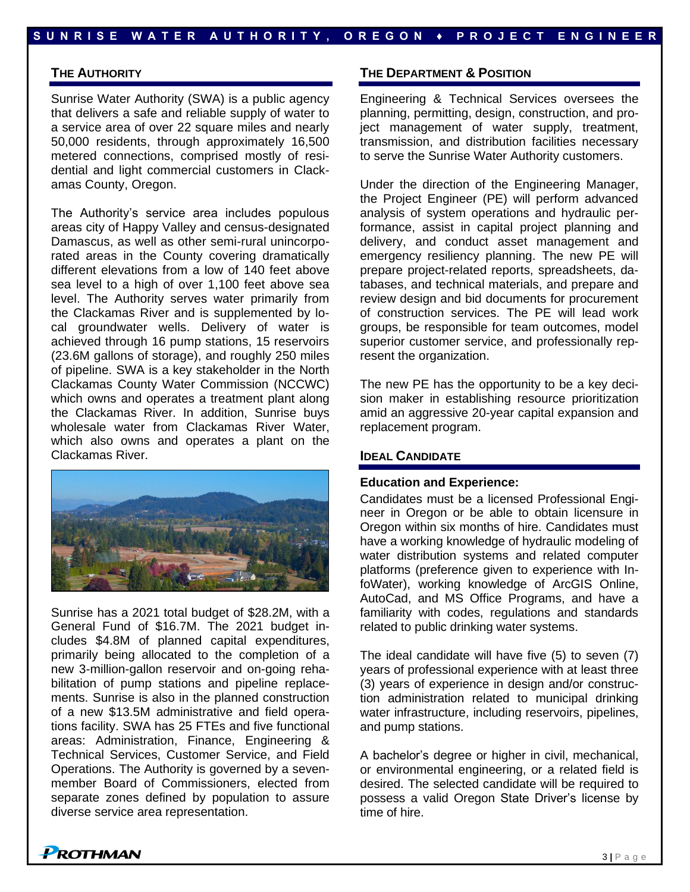## The Authority

Sunrise Water Authority (SWA) is a public agency that delivers a safe and reliable supply of water to a service area of over 22 square miles and nearly 50,000 residents, through approximately 16,500 metered connections, comprised mostly of residential and light commercial customers in Clackamas County, Oregon.

The Authority's service area includes populous areas city of Happy Valley and census-designated Damascus, as well as other semi-rural unincorporated areas in the County covering dramatically different elevations from a low of 140 feet above sea level to a high of over 1,100 feet above sea level. The Authority serves water primarily from the Clackamas River and is supplemented by local groundwater wells. Delivery of water is achieved through 16 pump stations, 15 reservoirs (23.6M gallons of storage), and roughly 250 miles of pipeline. SWA is a key stakeholder in the North Clackamas County Water Commission (NCCWC) which owns and operates a treatment plant along the Clackamas River. In addition, Sunrise buys wholesale water from Clackamas River Water, which also owns and operates a plant on the Clackamas River.

Sunrise has a 2021 total budget of $28.2M, with a General Fund of $16.7M. The 2021 budget includes $4.8M of planned capital expenditures, primarily being allocated to the completion of a new 3-million-gallon reservoir and on-going rehabilitation of pump stations and pipeline replacements. Sunrise is also in the planned construction of a new $13.5M administrative and field operations facility. SWA has 25 FTEs and five functional areas: Administration, Finance, Engineering & Technical Services, Customer Service, and Field Operations. The Authority is governed by a seven-member Board of Commissioners, elected from separate zones defined by population to assure diverse service area representation.

## The Department & Position

Engineering & Technical Services oversees the planning, permitting, design, construction, and project management of water supply, treatment, transmission, and distribution facilities necessary to serve the Sunrise Water Authority customers.

Under the direction of the Engineering Manager, the Project Engineer (PE) will perform advanced analysis of system operations and hydraulic performance, assist in capital project planning and delivery, and conduct asset management and emergency resiliency planning. The new PE will prepare project-related reports, spreadsheets, databases, and technical materials, and prepare and review design and bid documents for procurement of construction services. The PE will lead work groups, be responsible for team outcomes, model superior customer service, and professionally represent the organization.

The new PE has the opportunity to be a key decision maker in establishing resource prioritization amid an aggressive 20-year capital expansion and replacement program.

## Ideal Candidate

### Education and Experience:

Candidates must be a licensed Professional Engineer in Oregon or be able to obtain licensure in Oregon within six months of hire. Candidates must have a working knowledge of hydraulic modeling of water distribution systems and related computer platforms (preference given to experience with InfoWater), working knowledge of ArcGIS Online, AutoCad, and MS Office Programs, and have a familiarity with codes, regulations and standards related to public drinking water systems.

The ideal candidate will have five (5) to seven (7) years of professional experience with at least three (3) years of experience in design and/or construction administration related to municipal drinking water infrastructure, including reservoirs, pipelines, and pump stations.

A bachelor's degree or higher in civil, mechanical, or environmental engineering, or a related field is desired. The selected candidate will be required to possess a valid Oregon State Driver's license by time of hire.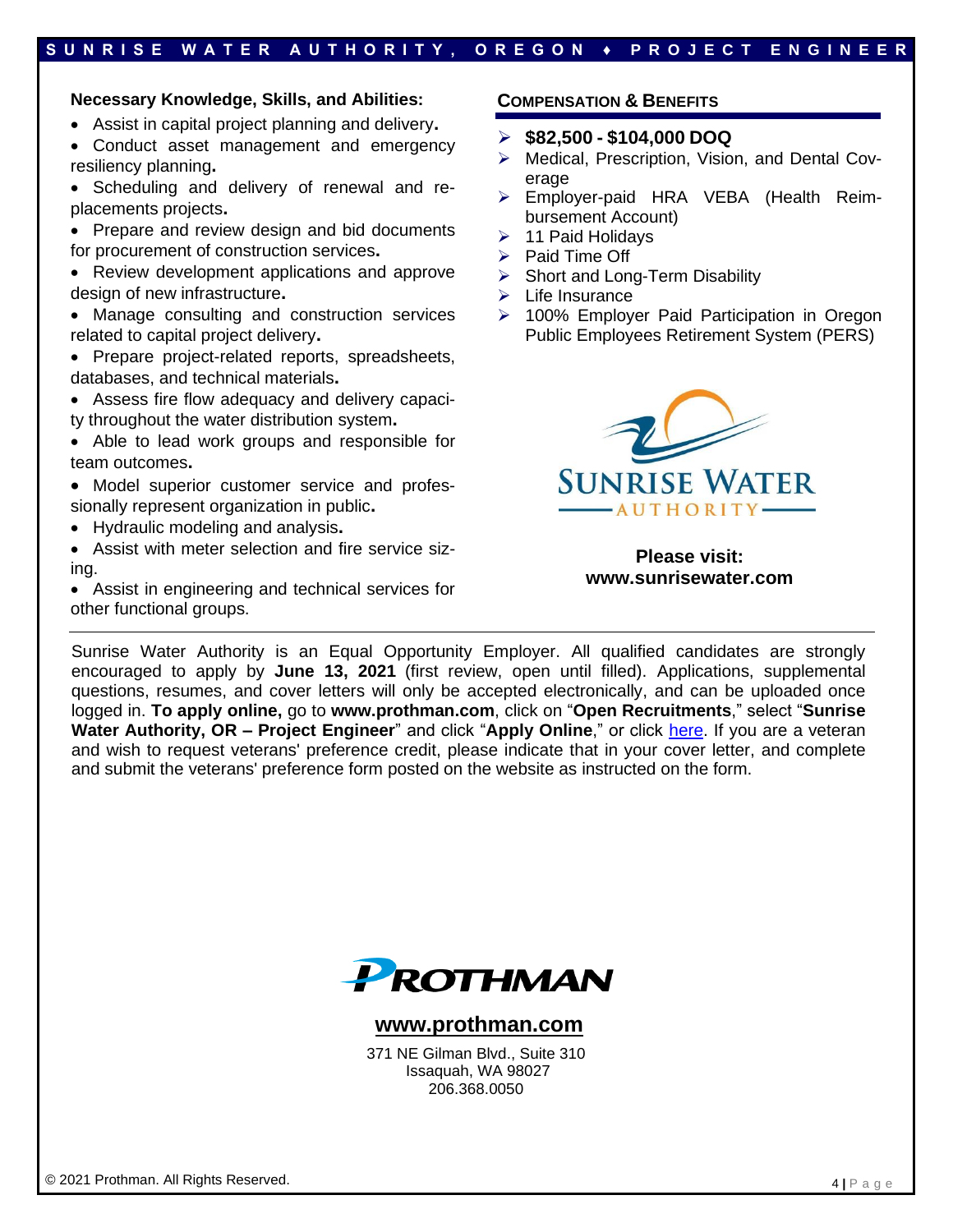### Necessary Knowledge, Skills, and Abilities:

- Assist in capital project planning and delivery.
- Conduct asset management and emergency resiliency planning.
- Scheduling and delivery of renewal and replacements projects.
- Prepare and review design and bid documents for procurement of construction services.
- Review development applications and approve design of new infrastructure.
- Manage consulting and construction services related to capital project delivery.
- Prepare project-related reports, spreadsheets, databases, and technical materials.
- Assess fire flow adequacy and delivery capacity throughout the water distribution system.
- Able to lead work groups and responsible for team outcomes.
- Model superior customer service and professionally represent organization in public.
- Hydraulic modeling and analysis.
- Assist with meter selection and fire service sizing.
- Assist in engineering and technical services for other functional groups.

### Compensation & Benefits

- **$82,500 - $104,000 DOQ**
- Medical, Prescription, Vision, and Dental Coverage
- Employer-paid HRA VEBA (Health Reimbursement Account)
- 11 Paid Holidays
- Paid Time Off
- Short and Long-Term Disability
- Life Insurance
- 100% Employer Paid Participation in Oregon Public Employees Retirement System (PERS)

SUNRISE WATER AUTHORITY

**Please visit:**
**www.sunrisewater.com**

---

Sunrise Water Authority is an Equal Opportunity Employer. All qualified candidates are strongly encouraged to apply by **June 13, 2021** (first review, open until filled). Applications, supplemental questions, resumes, and cover letters will only be accepted electronically, and can be uploaded once logged in. **To apply online,** go to **www.prothman.com**, click on "**Open Recruitments**," select "**Sunrise Water Authority, OR – Project Engineer**" and click "**Apply Online**," or click here. If you are a veteran and wish to request veterans' preference credit, please indicate that in your cover letter, and complete and submit the veterans' preference form posted on the website as instructed on the form.

PROTHMAN

**www.prothman.com**

371 NE Gilman Blvd., Suite 310
Issaquah, WA 98027
206.368.0050

© 2021 Prothman. All Rights Reserved.